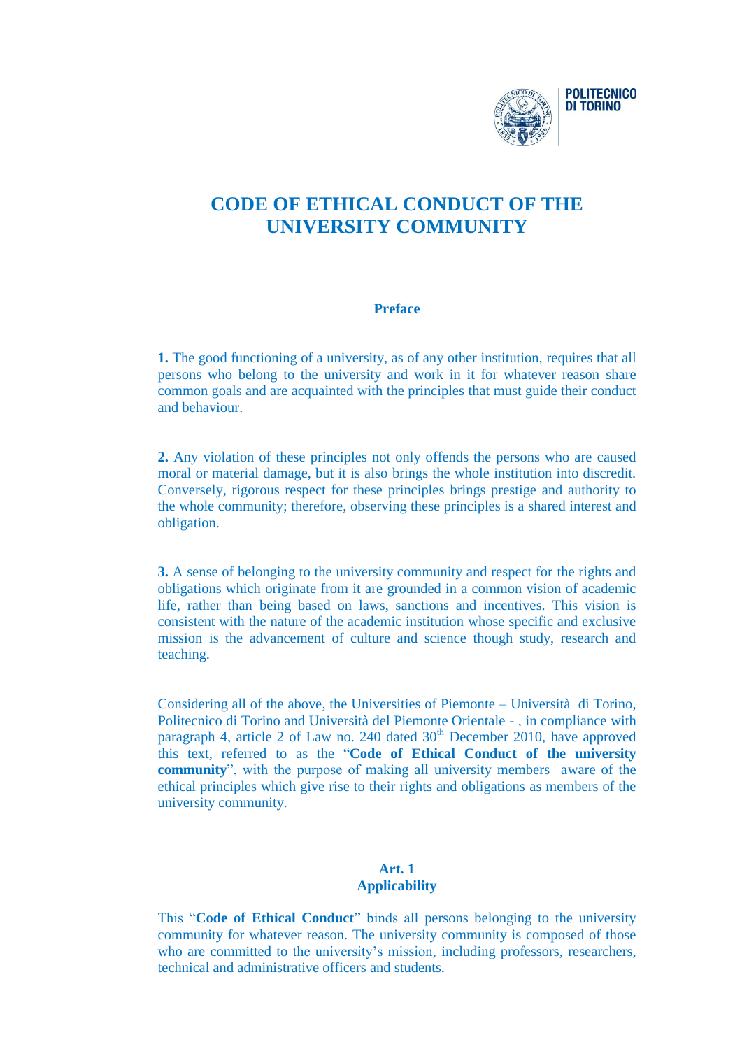# CODE OF ETHICAL CONDUCT OF THE UNIVERSITY COMMUNITY

## Preface

**1.** The good functioning of a university, as of any other institution, requires that all persons who belong to the university and work in it for whatever reason share common goals and are acquainted with the principles that must guide their conduct and behaviour.

**2.** Any violation of these principles not only offends the persons who are caused moral or material damage, but it is also brings the whole institution into discredit. Conversely, rigorous respect for these principles brings prestige and authority to the whole community; therefore, observing these principles is a shared interest and obligation.

**3.** A sense of belonging to the university community and respect for the rights and obligations which originate from it are grounded in a common vision of academic life, rather than being based on laws, sanctions and incentives. This vision is consistent with the nature of the academic institution whose specific and exclusive mission is the advancement of culture and science though study, research and teaching.

Considering all of the above, the Universities of Piemonte – Università di Torino, Politecnico di Torino and Università del Piemonte Orientale - , in compliance with paragraph 4, article 2 of Law no. 240 dated 30th December 2010, have approved this text, referred to as the "**Code of Ethical Conduct of the university community**", with the purpose of making all university members aware of the ethical principles which give rise to their rights and obligations as members of the university community.

### Art. 1
### Applicability

This "**Code of Ethical Conduct**" binds all persons belonging to the university community for whatever reason. The university community is composed of those who are committed to the university's mission, including professors, researchers, technical and administrative officers and students.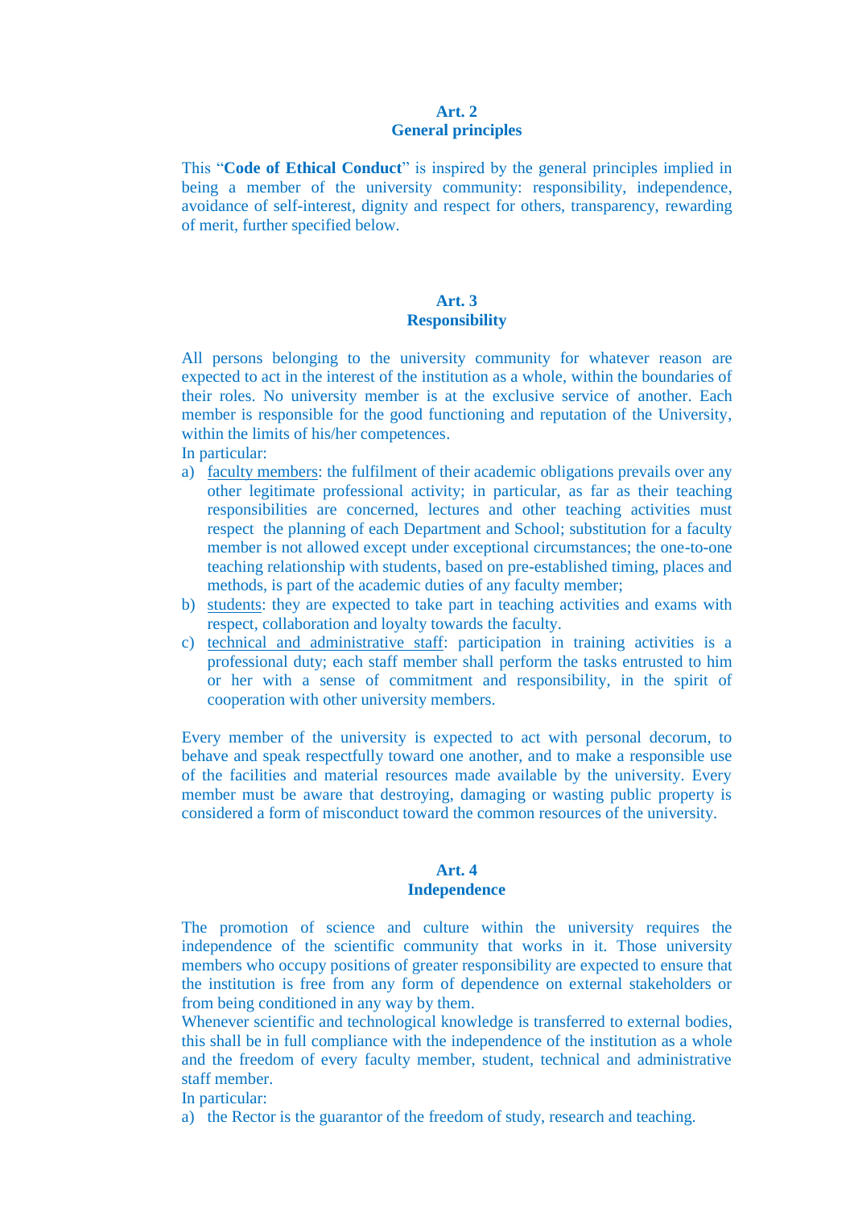## Art. 2
## General principles

This "**Code of Ethical Conduct**" is inspired by the general principles implied in being a member of the university community: responsibility, independence, avoidance of self-interest, dignity and respect for others, transparency, rewarding of merit, further specified below.

## Art. 3
## Responsibility

All persons belonging to the university community for whatever reason are expected to act in the interest of the institution as a whole, within the boundaries of their roles. No university member is at the exclusive service of another. Each member is responsible for the good functioning and reputation of the University, within the limits of his/her competences.

In particular:

a) <u>faculty members</u>: the fulfilment of their academic obligations prevails over any other legitimate professional activity; in particular, as far as their teaching responsibilities are concerned, lectures and other teaching activities must respect the planning of each Department and School; substitution for a faculty member is not allowed except under exceptional circumstances; the one-to-one teaching relationship with students, based on pre-established timing, places and methods, is part of the academic duties of any faculty member;

b) <u>students</u>: they are expected to take part in teaching activities and exams with respect, collaboration and loyalty towards the faculty.

c) <u>technical and administrative staff</u>: participation in training activities is a professional duty; each staff member shall perform the tasks entrusted to him or her with a sense of commitment and responsibility, in the spirit of cooperation with other university members.

Every member of the university is expected to act with personal decorum, to behave and speak respectfully toward one another, and to make a responsible use of the facilities and material resources made available by the university. Every member must be aware that destroying, damaging or wasting public property is considered a form of misconduct toward the common resources of the university.

## Art. 4
## Independence

The promotion of science and culture within the university requires the independence of the scientific community that works in it. Those university members who occupy positions of greater responsibility are expected to ensure that the institution is free from any form of dependence on external stakeholders or from being conditioned in any way by them.

Whenever scientific and technological knowledge is transferred to external bodies, this shall be in full compliance with the independence of the institution as a whole and the freedom of every faculty member, student, technical and administrative staff member.

In particular:

a) the Rector is the guarantor of the freedom of study, research and teaching.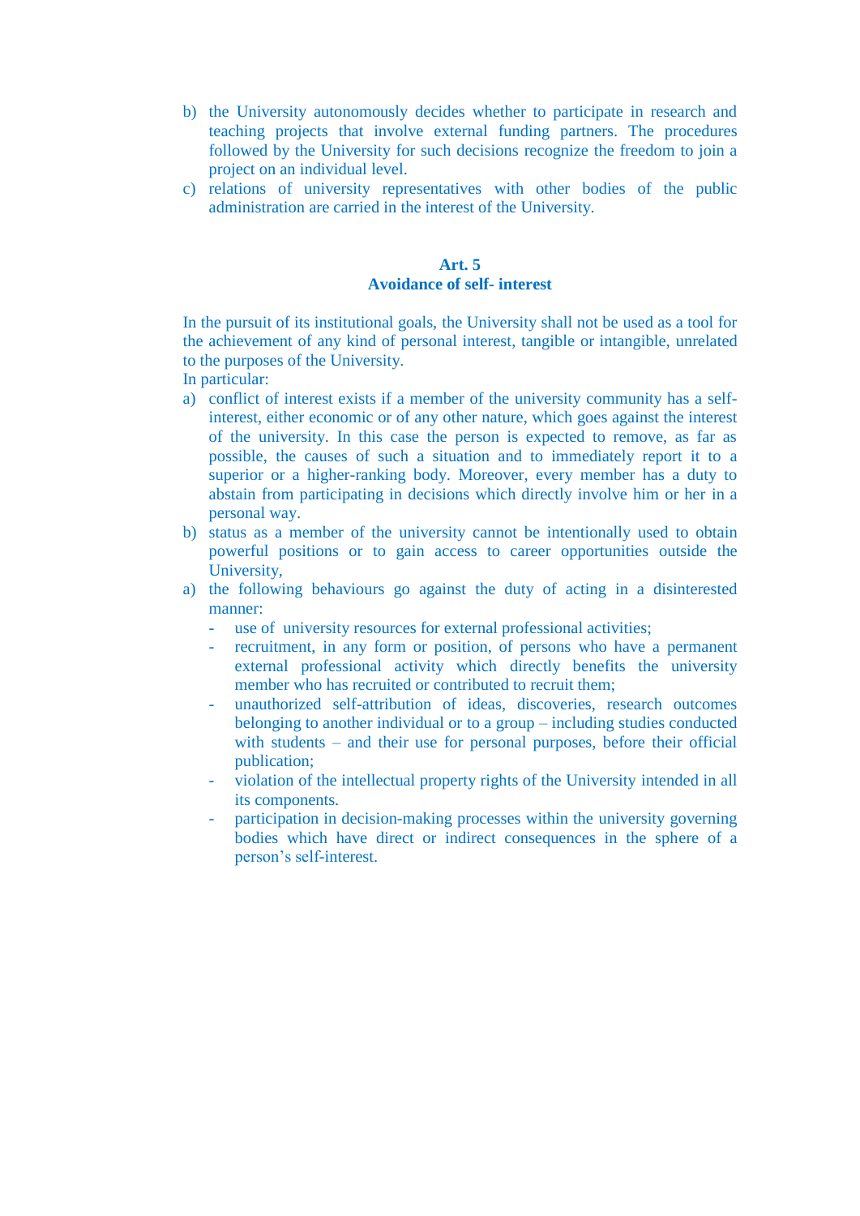b) the University autonomously decides whether to participate in research and teaching projects that involve external funding partners. The procedures followed by the University for such decisions recognize the freedom to join a project on an individual level.
c) relations of university representatives with other bodies of the public administration are carried in the interest of the University.

### Art. 5
### Avoidance of self- interest

In the pursuit of its institutional goals, the University shall not be used as a tool for the achievement of any kind of personal interest, tangible or intangible, unrelated to the purposes of the University.

In particular:

a) conflict of interest exists if a member of the university community has a self-interest, either economic or of any other nature, which goes against the interest of the university. In this case the person is expected to remove, as far as possible, the causes of such a situation and to immediately report it to a superior or a higher-ranking body. Moreover, every member has a duty to abstain from participating in decisions which directly involve him or her in a personal way.
b) status as a member of the university cannot be intentionally used to obtain powerful positions or to gain access to career opportunities outside the University,
a) the following behaviours go against the duty of acting in a disinterested manner:
   - use of university resources for external professional activities;
   - recruitment, in any form or position, of persons who have a permanent external professional activity which directly benefits the university member who has recruited or contributed to recruit them;
   - unauthorized self-attribution of ideas, discoveries, research outcomes belonging to another individual or to a group – including studies conducted with students – and their use for personal purposes, before their official publication;
   - violation of the intellectual property rights of the University intended in all its components.
   - participation in decision-making processes within the university governing bodies which have direct or indirect consequences in the sphere of a person's self-interest.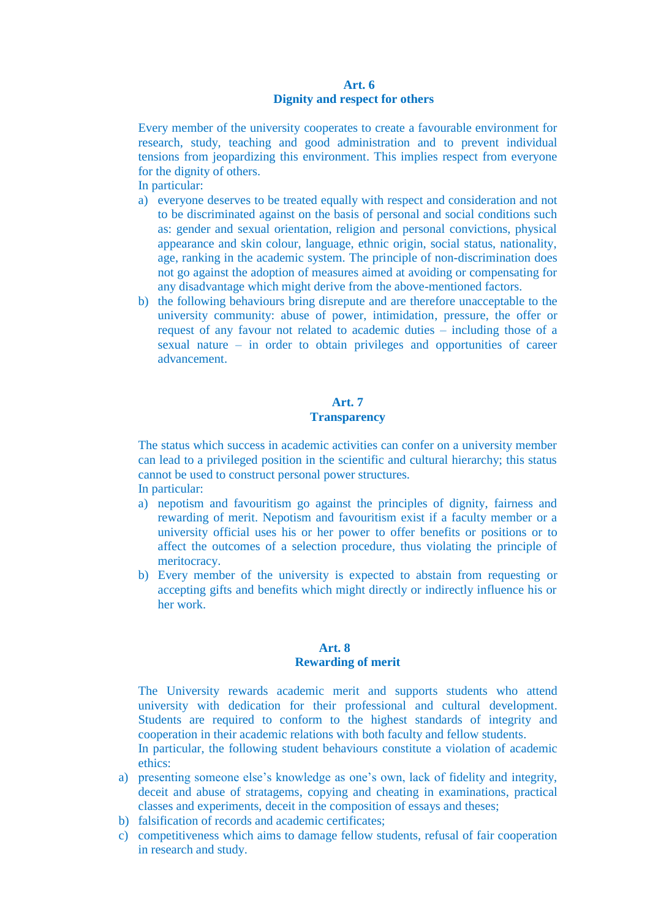## Art. 6
## Dignity and respect for others

Every member of the university cooperates to create a favourable environment for research, study, teaching and good administration and to prevent individual tensions from jeopardizing this environment. This implies respect from everyone for the dignity of others.

In particular:

a) everyone deserves to be treated equally with respect and consideration and not to be discriminated against on the basis of personal and social conditions such as: gender and sexual orientation, religion and personal convictions, physical appearance and skin colour, language, ethnic origin, social status, nationality, age, ranking in the academic system. The principle of non-discrimination does not go against the adoption of measures aimed at avoiding or compensating for any disadvantage which might derive from the above-mentioned factors.
b) the following behaviours bring disrepute and are therefore unacceptable to the university community: abuse of power, intimidation, pressure, the offer or request of any favour not related to academic duties – including those of a sexual nature – in order to obtain privileges and opportunities of career advancement.

## Art. 7
## Transparency

The status which success in academic activities can confer on a university member can lead to a privileged position in the scientific and cultural hierarchy; this status cannot be used to construct personal power structures.

In particular:

a) nepotism and favouritism go against the principles of dignity, fairness and rewarding of merit. Nepotism and favouritism exist if a faculty member or a university official uses his or her power to offer benefits or positions or to affect the outcomes of a selection procedure, thus violating the principle of meritocracy.
b) Every member of the university is expected to abstain from requesting or accepting gifts and benefits which might directly or indirectly influence his or her work.

## Art. 8
## Rewarding of merit

The University rewards academic merit and supports students who attend university with dedication for their professional and cultural development. Students are required to conform to the highest standards of integrity and cooperation in their academic relations with both faculty and fellow students.

In particular, the following student behaviours constitute a violation of academic ethics:

a) presenting someone else's knowledge as one's own, lack of fidelity and integrity, deceit and abuse of stratagems, copying and cheating in examinations, practical classes and experiments, deceit in the composition of essays and theses;
b) falsification of records and academic certificates;
c) competitiveness which aims to damage fellow students, refusal of fair cooperation in research and study.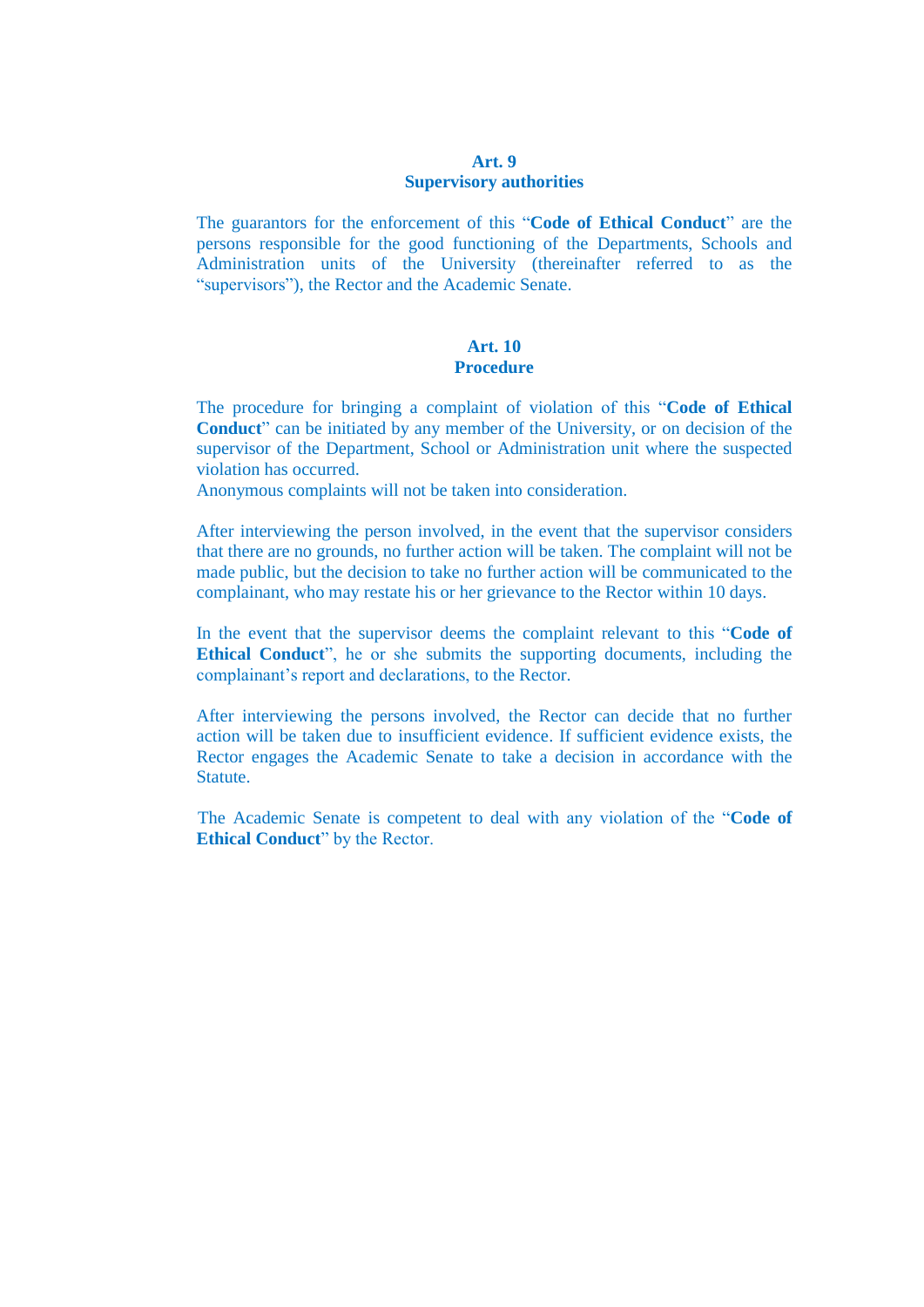### Art. 9
### Supervisory authorities

The guarantors for the enforcement of this "**Code of Ethical Conduct**" are the persons responsible for the good functioning of the Departments, Schools and Administration units of the University (thereinafter referred to as the "supervisors"), the Rector and the Academic Senate.

### Art. 10
### Procedure

The procedure for bringing a complaint of violation of this "**Code of Ethical Conduct**" can be initiated by any member of the University, or on decision of the supervisor of the Department, School or Administration unit where the suspected violation has occurred.
Anonymous complaints will not be taken into consideration.

After interviewing the person involved, in the event that the supervisor considers that there are no grounds, no further action will be taken. The complaint will not be made public, but the decision to take no further action will be communicated to the complainant, who may restate his or her grievance to the Rector within 10 days.

In the event that the supervisor deems the complaint relevant to this "**Code of Ethical Conduct**", he or she submits the supporting documents, including the complainant's report and declarations, to the Rector.

After interviewing the persons involved, the Rector can decide that no further action will be taken due to insufficient evidence. If sufficient evidence exists, the Rector engages the Academic Senate to take a decision in accordance with the Statute.

The Academic Senate is competent to deal with any violation of the "**Code of Ethical Conduct**" by the Rector.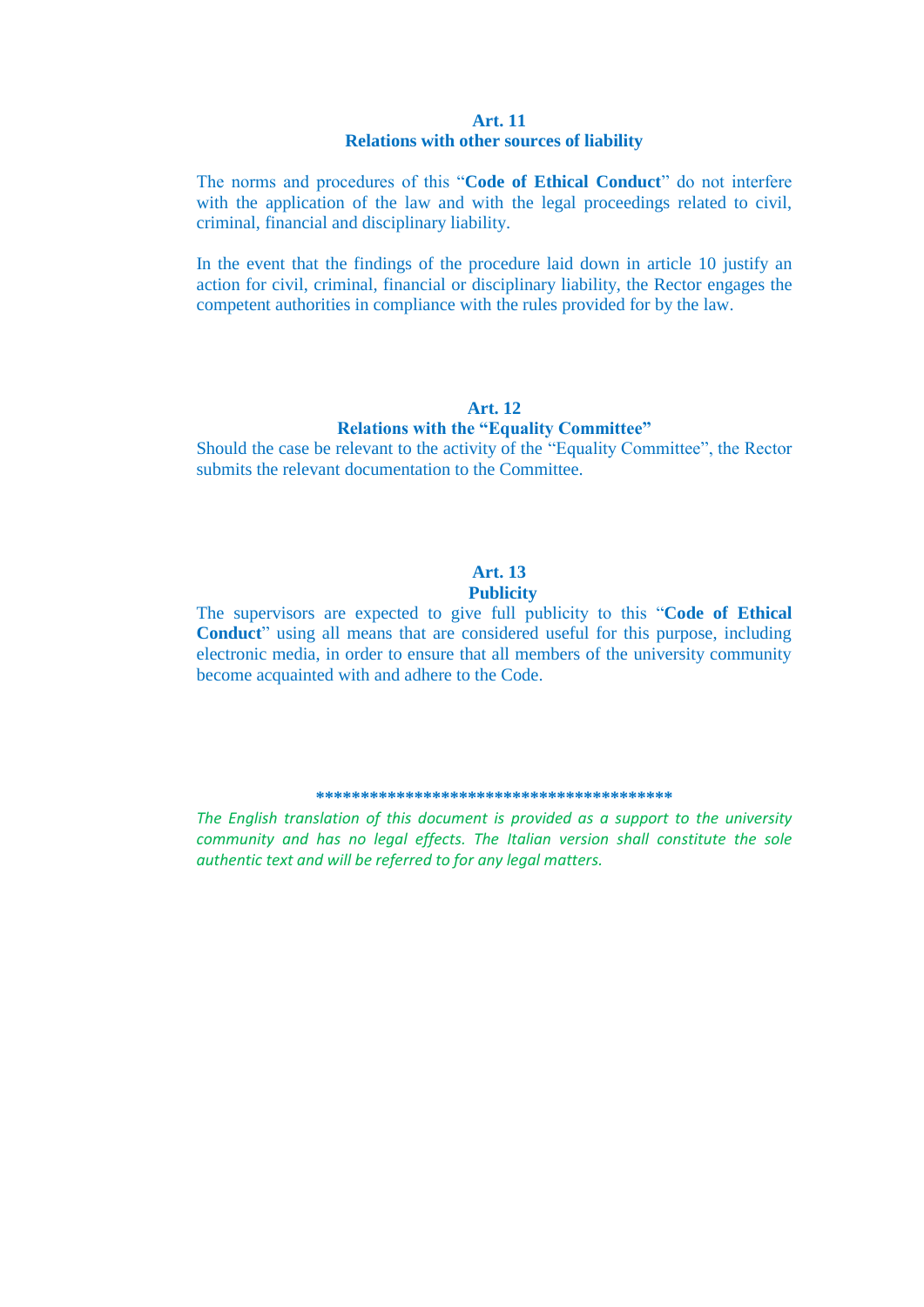## Art. 11
## Relations with other sources of liability

The norms and procedures of this "**Code of Ethical Conduct**" do not interfere with the application of the law and with the legal proceedings related to civil, criminal, financial and disciplinary liability.

In the event that the findings of the procedure laid down in article 10 justify an action for civil, criminal, financial or disciplinary liability, the Rector engages the competent authorities in compliance with the rules provided for by the law.

## Art. 12
## Relations with the "Equality Committee"

Should the case be relevant to the activity of the "Equality Committee", the Rector submits the relevant documentation to the Committee.

## Art. 13
## Publicity

The supervisors are expected to give full publicity to this "**Code of Ethical Conduct**" using all means that are considered useful for this purpose, including electronic media, in order to ensure that all members of the university community become acquainted with and adhere to the Code.

****************************************

*The English translation of this document is provided as a support to the university community and has no legal effects. The Italian version shall constitute the sole authentic text and will be referred to for any legal matters.*